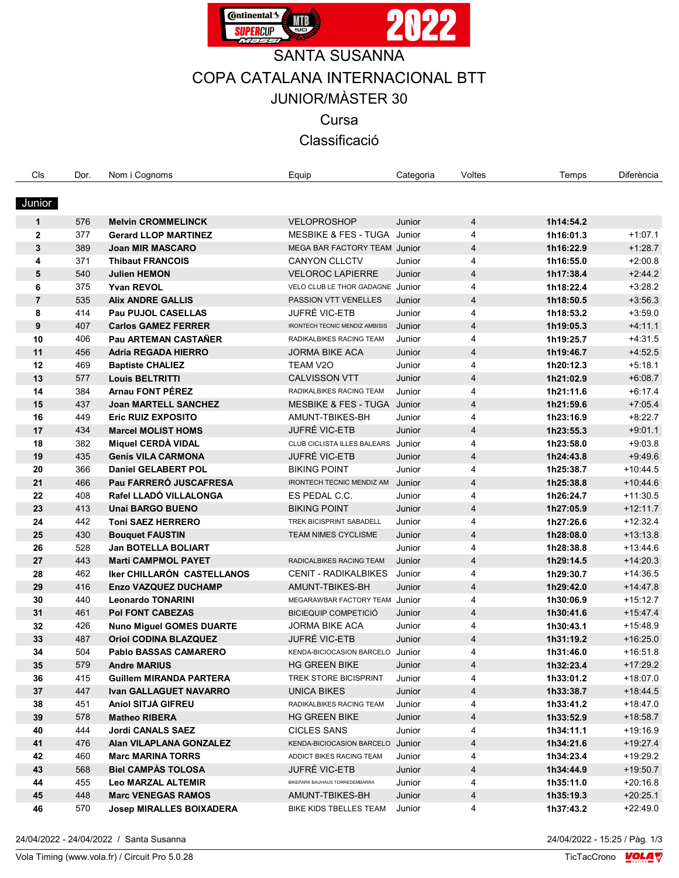# SANTA SUSANNA

## COPA CATALANA INTERNACIONAL BTT

## JUNIOR/MÀSTER 30

### Cursa

### Classificació

**Junior**

| Cls | Dor. | Nom i Cognoms | Equip | Categoria | Voltes | Temps | Diferència |
|---|---|---|---|---|---|---|---|
| 1 | 576 | **Melvin CROMMELINCK** | VELOPROSHOP | Junior | 4 | **1h14:54.2** | |
| 2 | 377 | **Gerard LLOP MARTINEZ** | MESBIKE & FES - TUGA | Junior | 4 | **1h16:01.3** | +1:07.1 |
| 3 | 389 | **Joan MIR MASCARO** | MEGA BAR FACTORY TEAM | Junior | 4 | **1h16:22.9** | +1:28.7 |
| 4 | 371 | **Thibaut FRANCOIS** | CANYON CLLCTV | Junior | 4 | **1h16:55.0** | +2:00.8 |
| 5 | 540 | **Julien HEMON** | VELOROC LAPIERRE | Junior | 4 | **1h17:38.4** | +2:44.2 |
| 6 | 375 | **Yvan REVOL** | VELO CLUB LE THOR GADAGNE | Junior | 4 | **1h18:22.4** | +3:28.2 |
| 7 | 535 | **Alix ANDRE GALLIS** | PASSION VTT VENELLES | Junior | 4 | **1h18:50.5** | +3:56.3 |
| 8 | 414 | **Pau PUJOL CASELLAS** | JUFRÉ VIC-ETB | Junior | 4 | **1h18:53.2** | +3:59.0 |
| 9 | 407 | **Carlos GAMEZ FERRER** | IRONTECH TECNIC MENDIZ AMBISIS | Junior | 4 | **1h19:05.3** | +4:11.1 |
| 10 | 406 | **Pau ARTEMAN CASTAÑER** | RADIKALBIKES RACING TEAM | Junior | 4 | **1h19:25.7** | +4:31.5 |
| 11 | 456 | **Adria REGADA HIERRO** | JORMA BIKE ACA | Junior | 4 | **1h19:46.7** | +4:52.5 |
| 12 | 469 | **Baptiste CHALIEZ** | TEAM V2O | Junior | 4 | **1h20:12.3** | +5:18.1 |
| 13 | 577 | **Louis BELTRITTI** | CALVISSON VTT | Junior | 4 | **1h21:02.9** | +6:08.7 |
| 14 | 384 | **Arnau FONT PÉREZ** | RADIKALBIKES RACING TEAM | Junior | 4 | **1h21:11.6** | +6:17.4 |
| 15 | 437 | **Joan MARTELL SANCHEZ** | MESBIKE & FES - TUGA | Junior | 4 | **1h21:59.6** | +7:05.4 |
| 16 | 449 | **Eric RUIZ EXPOSITO** | AMUNT-TBIKES-BH | Junior | 4 | **1h23:16.9** | +8:22.7 |
| 17 | 434 | **Marcel MOLIST HOMS** | JUFRÉ VIC-ETB | Junior | 4 | **1h23:55.3** | +9:01.1 |
| 18 | 382 | **Miquel CERDÀ VIDAL** | CLUB CICLISTA ILLES BALEARS | Junior | 4 | **1h23:58.0** | +9:03.8 |
| 19 | 435 | **Genís VILA CARMONA** | JUFRÉ VIC-ETB | Junior | 4 | **1h24:43.8** | +9:49.6 |
| 20 | 366 | **Daniel GELABERT POL** | BIKING POINT | Junior | 4 | **1h25:38.7** | +10:44.5 |
| 21 | 466 | **Pau FARRERÓ JUSCAFRESA** | IRONTECH TECNIC MENDIZ AM | Junior | 4 | **1h25:38.8** | +10:44.6 |
| 22 | 408 | **Rafel LLADÓ VILLALONGA** | ES PEDAL C.C. | Junior | 4 | **1h26:24.7** | +11:30.5 |
| 23 | 413 | **Unai BARGO BUENO** | BIKING POINT | Junior | 4 | **1h27:05.9** | +12:11.7 |
| 24 | 442 | **Toni SAEZ HERRERO** | TREK BICISPRINT SABADELL | Junior | 4 | **1h27:26.6** | +12:32.4 |
| 25 | 430 | **Bouquet FAUSTIN** | TEAM NIMES CYCLISME | Junior | 4 | **1h28:08.0** | +13:13.8 |
| 26 | 528 | **Jan BOTELLA BOLIART** | | Junior | 4 | **1h28:38.8** | +13:44.6 |
| 27 | 443 | **Martí CAMPMOL PAYET** | RADICALBIKES RACING TEAM | Junior | 4 | **1h29:14.5** | +14:20.3 |
| 28 | 462 | **Iker CHILLARÓN CASTELLANOS** | CENIT - RADIKALBIKES | Junior | 4 | **1h29:30.7** | +14:36.5 |
| 29 | 416 | **Enzo VAZQUEZ DUCHAMP** | AMUNT-TBIKES-BH | Junior | 4 | **1h29:42.0** | +14:47.8 |
| 30 | 440 | **Leonardo TONARINI** | MEGARAWBAR FACTORY TEAM | Junior | 4 | **1h30:06.9** | +15:12.7 |
| 31 | 461 | **Pol FONT CABEZAS** | BICIEQUIP COMPETICIÓ | Junior | 4 | **1h30:41.6** | +15:47.4 |
| 32 | 426 | **Nuno Miguel GOMES DUARTE** | JORMA BIKE ACA | Junior | 4 | **1h30:43.1** | +15:48.9 |
| 33 | 487 | **Oriol CODINA BLAZQUEZ** | JUFRÉ VIC-ETB | Junior | 4 | **1h31:19.2** | +16:25.0 |
| 34 | 504 | **Pablo BASSAS CAMARERO** | KENDA-BICIOCASION BARCELO | Junior | 4 | **1h31:46.0** | +16:51.8 |
| 35 | 579 | **Andre MARIUS** | HG GREEN BIKE | Junior | 4 | **1h32:23.4** | +17:29.2 |
| 36 | 415 | **Guillem MIRANDA PARTERA** | TREK STORE BICISPRINT | Junior | 4 | **1h33:01.2** | +18:07.0 |
| 37 | 447 | **Ivan GALLAGUET NAVARRO** | UNICA BIKES | Junior | 4 | **1h33:38.7** | +18:44.5 |
| 38 | 451 | **Aniol SITJÀ GIFREU** | RADIKALBIKES RACING TEAM | Junior | 4 | **1h33:41.2** | +18:47.0 |
| 39 | 578 | **Matheo RIBERA** | HG GREEN BIKE | Junior | 4 | **1h33:52.9** | +18:58.7 |
| 40 | 444 | **Jordi CANALS SAEZ** | CICLES SANS | Junior | 4 | **1h34:11.1** | +19:16.9 |
| 41 | 476 | **Alan VILAPLANA GONZALEZ** | KENDA-BICIOCASION BARCELO | Junior | 4 | **1h34:21.6** | +19:27.4 |
| 42 | 460 | **Marc MARINA TORRS** | ADDICT BIKES RACING TEAM | Junior | 4 | **1h34:23.4** | +19:29.2 |
| 43 | 568 | **Biel CAMPÀS TOLOSA** | JUFRÉ VIC-ETB | Junior | 4 | **1h34:44.9** | +19:50.7 |
| 44 | 455 | **Leo MARZAL ALTEMIR** | BIKEPARK BAUHAUS TORREDEMBARRA | Junior | 4 | **1h35:11.0** | +20:16.8 |
| 45 | 448 | **Marc VENEGAS RAMOS** | AMUNT-TBIKES-BH | Junior | 4 | **1h35:19.3** | +20:25.1 |
| 46 | 570 | **Josep MIRALLES BOIXADERA** | BIKE KIDS TBELLES TEAM | Junior | 4 | **1h37:43.2** | +22:49.0 |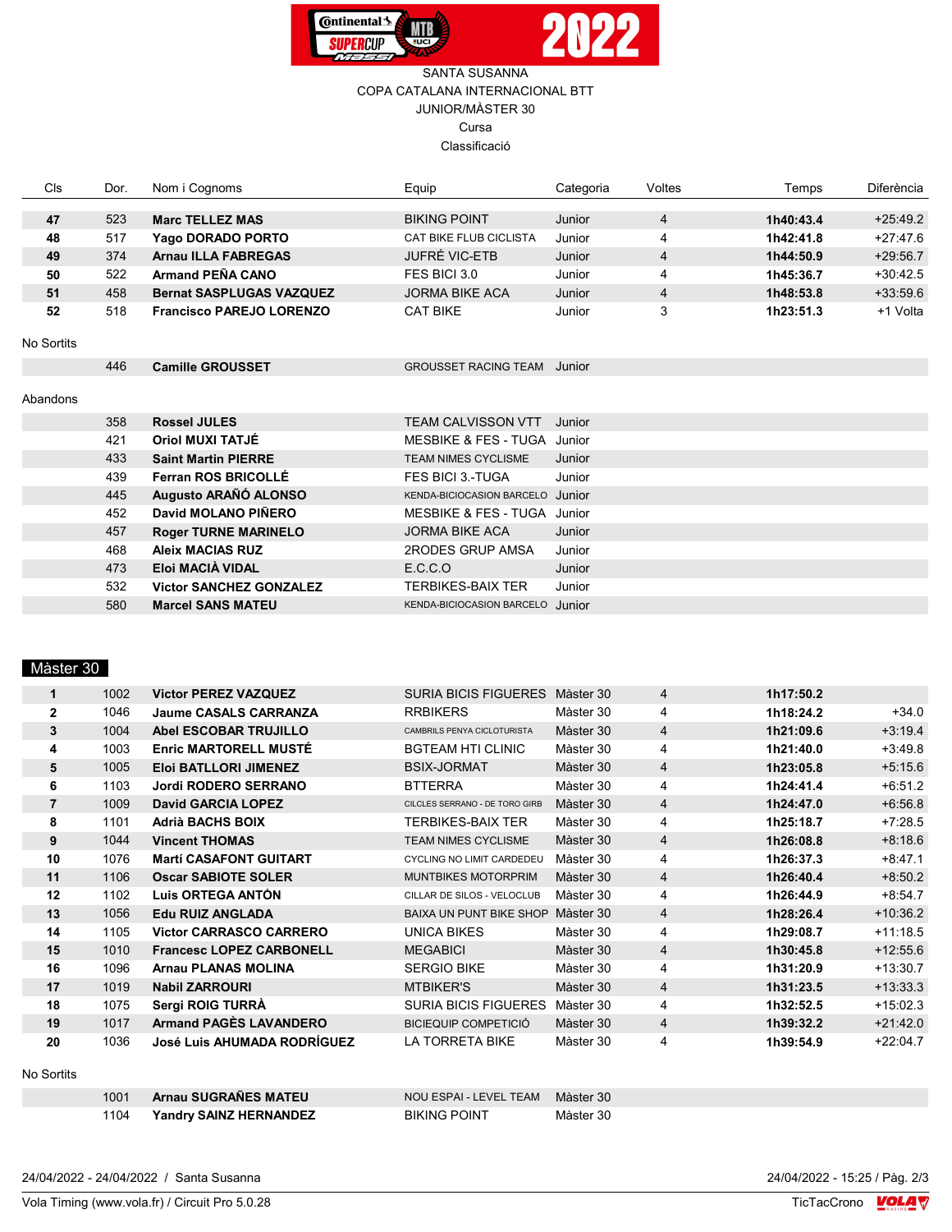SANTA SUSANNA

COPA CATALANA INTERNACIONAL BTT

JUNIOR/MÀSTER 30

Cursa

Classificació

| Cls | Dor. | Nom i Cognoms | Equip | Categoria | Voltes | Temps | Diferència |
|---|---|---|---|---|---|---|---|
| **47** | 523 | **Marc TELLEZ MAS** | BIKING POINT | Junior | 4 | **1h40:43.4** | +25:49.2 |
| **48** | 517 | **Yago DORADO PORTO** | CAT BIKE FLUB CICLISTA | Junior | 4 | **1h42:41.8** | +27:47.6 |
| **49** | 374 | **Arnau ILLA FABREGAS** | JUFRÉ VIC-ETB | Junior | 4 | **1h44:50.9** | +29:56.7 |
| **50** | 522 | **Armand PEÑA CANO** | FES BICI 3.0 | Junior | 4 | **1h45:36.7** | +30:42.5 |
| **51** | 458 | **Bernat SASPLUGAS VAZQUEZ** | JORMA BIKE ACA | Junior | 4 | **1h48:53.8** | +33:59.6 |
| **52** | 518 | **Francisco PAREJO LORENZO** | CAT BIKE | Junior | 3 | **1h23:51.3** | +1 Volta |

No Sortits

| Cls | Dor. | Nom i Cognoms | Equip | Categoria |
|---|---|---|---|---|
| | 446 | **Camille GROUSSET** | GROUSSET RACING TEAM | Junior |

Abandons

| Cls | Dor. | Nom i Cognoms | Equip | Categoria |
|---|---|---|---|---|
| | 358 | **Rossel JULES** | TEAM CALVISSON VTT | Junior |
| | 421 | **Oriol MUXI TATJÉ** | MESBIKE & FES - TUGA | Junior |
| | 433 | **Saint Martin PIERRE** | TEAM NIMES CYCLISME | Junior |
| | 439 | **Ferran ROS BRICOLLÉ** | FES BICI 3.-TUGA | Junior |
| | 445 | **Augusto ARAÑÓ ALONSO** | KENDA-BICIOCASION BARCELO | Junior |
| | 452 | **David MOLANO PIÑERO** | MESBIKE & FES - TUGA | Junior |
| | 457 | **Roger TURNE MARINELO** | JORMA BIKE ACA | Junior |
| | 468 | **Aleix MACIAS RUZ** | 2RODES GRUP AMSA | Junior |
| | 473 | **Eloi MACIÀ VIDAL** | E.C.C.O | Junior |
| | 532 | **Victor SANCHEZ GONZALEZ** | TERBIKES-BAIX TER | Junior |
| | 580 | **Marcel SANS MATEU** | KENDA-BICIOCASION BARCELO | Junior |

## Màster 30

| Cls | Dor. | Nom i Cognoms | Equip | Categoria | Voltes | Temps | Diferència |
|---|---|---|---|---|---|---|---|
| **1** | 1002 | **Victor PEREZ VAZQUEZ** | SURIA BICIS FIGUERES | Màster 30 | 4 | **1h17:50.2** | |
| **2** | 1046 | **Jaume CASALS CARRANZA** | RRBIKERS | Màster 30 | 4 | **1h18:24.2** | +34.0 |
| **3** | 1004 | **Abel ESCOBAR TRUJILLO** | CAMBRILS PENYA CICLOTURISTA | Màster 30 | 4 | **1h21:09.6** | +3:19.4 |
| **4** | 1003 | **Enric MARTORELL MUSTÉ** | BGTEAM HTI CLINIC | Màster 30 | 4 | **1h21:40.0** | +3:49.8 |
| **5** | 1005 | **Eloi BATLLORI JIMENEZ** | BSIX-JORMAT | Màster 30 | 4 | **1h23:05.8** | +5:15.6 |
| **6** | 1103 | **Jordi RODERO SERRANO** | BTTERRA | Màster 30 | 4 | **1h24:41.4** | +6:51.2 |
| **7** | 1009 | **David GARCIA LOPEZ** | CILCLES SERRANO - DE TORO GIRB | Màster 30 | 4 | **1h24:47.0** | +6:56.8 |
| **8** | 1101 | **Adrià BACHS BOIX** | TERBIKES-BAIX TER | Màster 30 | 4 | **1h25:18.7** | +7:28.5 |
| **9** | 1044 | **Vincent THOMAS** | TEAM NIMES CYCLISME | Màster 30 | 4 | **1h26:08.8** | +8:18.6 |
| **10** | 1076 | **Martí CASAFONT GUITART** | CYCLING NO LIMIT CARDEDEU | Màster 30 | 4 | **1h26:37.3** | +8:47.1 |
| **11** | 1106 | **Oscar SABIOTE SOLER** | MUNTBIKES MOTORPRIM | Màster 30 | 4 | **1h26:40.4** | +8:50.2 |
| **12** | 1102 | **Luis ORTEGA ANTÓN** | CILLAR DE SILOS - VELOCLUB | Màster 30 | 4 | **1h26:44.9** | +8:54.7 |
| **13** | 1056 | **Edu RUIZ ANGLADA** | BAIXA UN PUNT BIKE SHOP | Màster 30 | 4 | **1h28:26.4** | +10:36.2 |
| **14** | 1105 | **Victor CARRASCO CARRERO** | UNICA BIKES | Màster 30 | 4 | **1h29:08.7** | +11:18.5 |
| **15** | 1010 | **Francesc LOPEZ CARBONELL** | MEGABICI | Màster 30 | 4 | **1h30:45.8** | +12:55.6 |
| **16** | 1096 | **Arnau PLANAS MOLINA** | SERGIO BIKE | Màster 30 | 4 | **1h31:20.9** | +13:30.7 |
| **17** | 1019 | **Nabil ZARROURI** | MTBIKER'S | Màster 30 | 4 | **1h31:23.5** | +13:33.3 |
| **18** | 1075 | **Sergi ROIG TURRÀ** | SURIA BICIS FIGUERES | Màster 30 | 4 | **1h32:52.5** | +15:02.3 |
| **19** | 1017 | **Armand PAGÈS LAVANDERO** | BICIEQUIP COMPETICIÓ | Màster 30 | 4 | **1h39:32.2** | +21:42.0 |
| **20** | 1036 | **José Luis AHUMADA RODRÍGUEZ** | LA TORRETA BIKE | Màster 30 | 4 | **1h39:54.9** | +22:04.7 |

No Sortits

| Cls | Dor. | Nom i Cognoms | Equip | Categoria |
|---|---|---|---|---|
| | 1001 | **Arnau SUGRAÑES MATEU** | NOU ESPAI - LEVEL TEAM | Màster 30 |
| | 1104 | **Yandry SAINZ HERNANDEZ** | BIKING POINT | Màster 30 |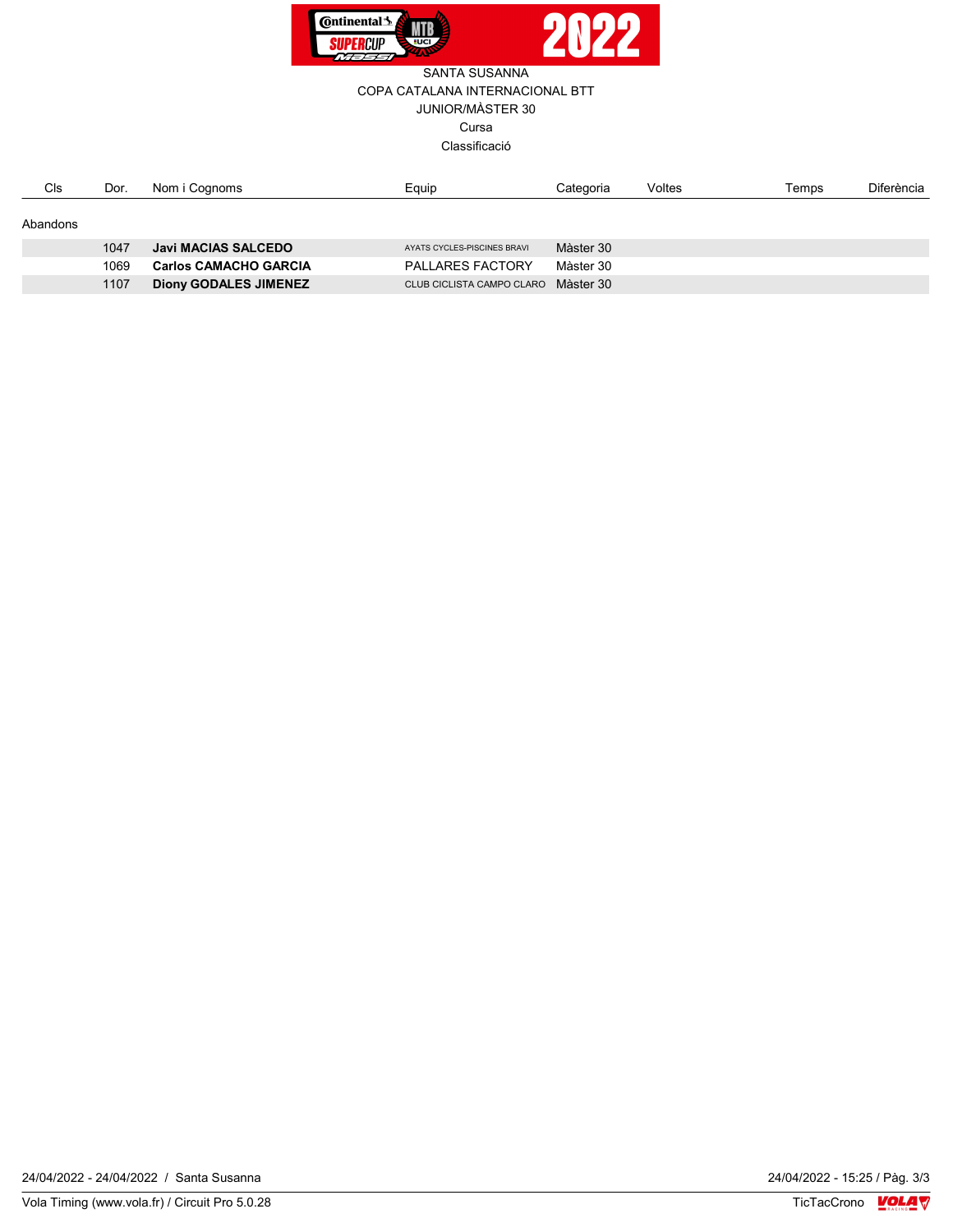SANTA SUSANNA

COPA CATALANA INTERNACIONAL BTT

JUNIOR/MÀSTER 30

Cursa

Classificació

| Cls | Dor. | Nom i Cognoms | Equip | Categoria | Voltes | Temps | Diferència |
|---|---|---|---|---|---|---|---|
| Abandons | | | | | | | |
| | 1047 | **Javi MACIAS SALCEDO** | AYATS CYCLES-PISCINES BRAVI | Màster 30 | | | |
| | 1069 | **Carlos CAMACHO GARCIA** | PALLARES FACTORY | Màster 30 | | | |
| | 1107 | **Diony GODALES JIMENEZ** | CLUB CICLISTA CAMPO CLARO | Màster 30 | | | |

24/04/2022 - 24/04/2022 / Santa Susanna

24/04/2022 - 15:25

Vola Timing (www.vola.fr) / Circuit Pro 5.0.28

TicTacCrono